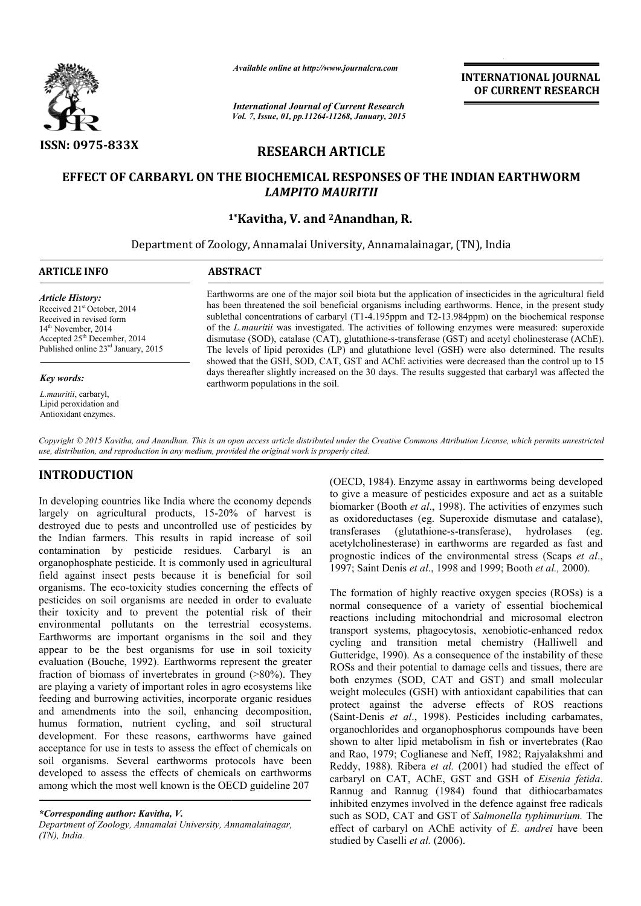*Available online at http://www.journalcra.com*

*International Journal of Current Research*
*Vol. 7, Issue, 01, pp.11264-11268, January, 2015*

**INTERNATIONAL JOURNAL OF CURRENT RESEARCH**

**ISSN: 0975-833X**

## RESEARCH ARTICLE

# EFFECT OF CARBARYL ON THE BIOCHEMICAL RESPONSES OF THE INDIAN EARTHWORM *LAMPITO MAURITII*

**[1*]Kavitha, V. and [2]Anandhan, R.**

Department of Zoology, Annamalai University, Annamalainagar, (TN), India

**ARTICLE INFO**

*Article History:*
Received 21st October, 2014
Received in revised form 14th November, 2014
Accepted 25th December, 2014
Published online 23rd January, 2015

*Key words:*
*L.mauritii*, carbaryl, Lipid peroxidation and Antioxidant enzymes.

**ABSTRACT**

Earthworms are one of the major soil biota but the application of insecticides in the agricultural field has been threatened the soil beneficial organisms including earthworms. Hence, in the present study sublethal concentrations of carbaryl (T1-4.195ppm and T2-13.984ppm) on the biochemical response of the *L.mauritii* was investigated. The activities of following enzymes were measured: superoxide dismutase (SOD), catalase (CAT), glutathione-s-transferase (GST) and acetyl cholinesterase (AChE). The levels of lipid peroxides (LP) and glutathione level (GSH) were also determined. The results showed that the GSH, SOD, CAT, GST and AChE activities were decreased than the control up to 15 days thereafter slightly increased on the 30 days. The results suggested that carbaryl was affected the earthworm populations in the soil.

*Copyright © 2015 Kavitha, and Anandhan. This is an open access article distributed under the Creative Commons Attribution License, which permits unrestricted use, distribution, and reproduction in any medium, provided the original work is properly cited.*

## INTRODUCTION

In developing countries like India where the economy depends largely on agricultural products, 15-20% of harvest is destroyed due to pests and uncontrolled use of pesticides by the Indian farmers. This results in rapid increase of soil contamination by pesticide residues. Carbaryl is an organophosphate pesticide. It is commonly used in agricultural field against insect pests because it is beneficial for soil organisms. The eco-toxicity studies concerning the effects of pesticides on soil organisms are needed in order to evaluate their toxicity and to prevent the potential risk of their environmental pollutants on the terrestrial ecosystems. Earthworms are important organisms in the soil and they appear to be the best organisms for use in soil toxicity evaluation (Bouche, 1992). Earthworms represent the greater fraction of biomass of invertebrates in ground (>80%). They are playing a variety of important roles in agro ecosystems like feeding and burrowing activities, incorporate organic residues and amendments into the soil, enhancing decomposition, humus formation, nutrient cycling, and soil structural development. For these reasons, earthworms have gained acceptance for use in tests to assess the effect of chemicals on soil organisms. Several earthworms protocols have been developed to assess the effects of chemicals on earthworms among which the most well known is the OECD guideline 207 (OECD, 1984). Enzyme assay in earthworms being developed to give a measure of pesticides exposure and act as a suitable biomarker (Booth *et al*., 1998). The activities of enzymes such as oxidoreductases (eg. Superoxide dismutase and catalase), transferases (glutathione-s-transferase), hydrolases (eg. acetylcholinesterase) in earthworms are regarded as fast and prognostic indices of the environmental stress (Scaps *et al*., 1997; Saint Denis *et al*., 1998 and 1999; Booth *et al.,* 2000).

The formation of highly reactive oxygen species (ROSs) is a normal consequence of a variety of essential biochemical reactions including mitochondrial and microsomal electron transport systems, phagocytosis, xenobiotic-enhanced redox cycling and transition metal chemistry (Halliwell and Gutteridge, 1990). As a consequence of the instability of these ROSs and their potential to damage cells and tissues, there are both enzymes (SOD, CAT and GST) and small molecular weight molecules (GSH) with antioxidant capabilities that can protect against the adverse effects of ROS reactions (Saint-Denis *et al*., 1998). Pesticides including carbamates, organochlorides and organophosphorus compounds have been shown to alter lipid metabolism in fish or invertebrates (Rao and Rao, 1979; Coglianese and Neff, 1982; Rajyalakshmi and Reddy, 1988). Ribera *et al.* (2001) had studied the effect of carbaryl on CAT, AChE, GST and GSH of *Eisenia fetida*. Rannug and Rannug (1984) found that dithiocarbamates inhibited enzymes involved in the defence against free radicals such as SOD, CAT and GST of *Salmonella typhimurium.* The effect of carbaryl on AChE activity of *E. andrei* have been studied by Caselli *et al.* (2006).

*\*Corresponding author: Kavitha, V.*
*Department of Zoology, Annamalai University, Annamalainagar, (TN), India.*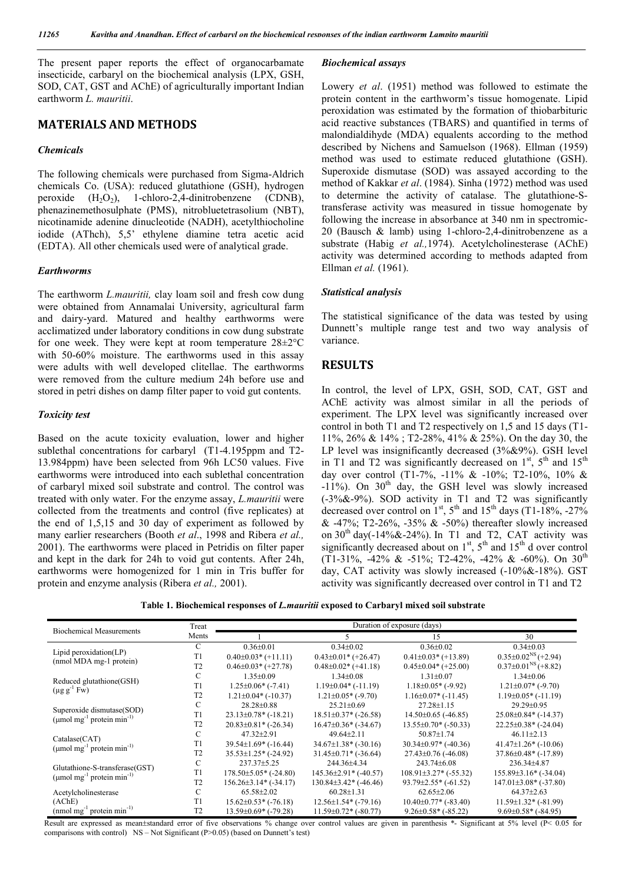The present paper reports the effect of organocarbamate insecticide, carbaryl on the biochemical analysis (LPX, GSH, SOD, CAT, GST and AChE) of agriculturally important Indian earthworm *L. mauritii*.

## MATERIALS AND METHODS

### Chemicals

The following chemicals were purchased from Sigma-Aldrich chemicals Co. (USA): reduced glutathione (GSH), hydrogen peroxide ($H_2O_2$), 1-chloro-2,4-dinitrobenzene (CDNB), phenazinemethosulphate (PMS), nitrobluetetrasolium (NBT), nicotinamide adenine dinucleotide (NADH), acetylthiocholine iodide (AThch), 5,5' ethylene diamine tetra acetic acid (EDTA). All other chemicals used were of analytical grade.

### Earthworms

The earthworm *L.mauritii,* clay loam soil and fresh cow dung were obtained from Annamalai University, agricultural farm and dairy-yard. Matured and healthy earthworms were acclimatized under laboratory conditions in cow dung substrate for one week. They were kept at room temperature 28±2°C with 50-60% moisture. The earthworms used in this assay were adults with well developed clitellae. The earthworms were removed from the culture medium 24h before use and stored in petri dishes on damp filter paper to void gut contents.

### Toxicity test

Based on the acute toxicity evaluation, lower and higher sublethal concentrations for carbaryl (T1-4.195ppm and T2-13.984ppm) have been selected from 96h LC50 values. Five earthworms were introduced into each sublethal concentration of carbaryl mixed soil substrate and control. The control was treated with only water. For the enzyme assay, *L.mauritii* were collected from the treatments and control (five replicates) at the end of 1,5,15 and 30 day of experiment as followed by many earlier researchers (Booth *et al*., 1998 and Ribera *et al.,* 2001). The earthworms were placed in Petridis on filter paper and kept in the dark for 24h to void gut contents. After 24h, earthworms were homogenized for 1 min in Tris buffer for protein and enzyme analysis (Ribera *et al.,* 2001).

### Biochemical assays

Lowery *et al*. (1951) method was followed to estimate the protein content in the earthworm's tissue homogenate. Lipid peroxidation was estimated by the formation of thiobarbituric acid reactive substances (TBARS) and quantified in terms of malondialdihyde (MDA) equalents according to the method described by Nichens and Samuelson (1968). Ellman (1959) method was used to estimate reduced glutathione (GSH). Superoxide dismutase (SOD) was assayed according to the method of Kakkar *et al*. (1984). Sinha (1972) method was used to determine the activity of catalase. The glutathione-S-transferase activity was measured in tissue homogenate by following the increase in absorbance at 340 nm in spectromic-20 (Bausch & lamb) using 1-chloro-2,4-dinitrobenzene as a substrate (Habig *et al.,*1974). Acetylcholinesterase (AChE) activity was determined according to methods adapted from Ellman *et al.* (1961).

### Statistical analysis

The statistical significance of the data was tested by using Dunnett's multiple range test and two way analysis of variance.

## RESULTS

In control, the level of LPX, GSH, SOD, CAT, GST and AChE activity was almost similar in all the periods of experiment. The LPX level was significantly increased over control in both T1 and T2 respectively on 1,5 and 15 days (T1-11%, 26% & 14% ; T2-28%, 41% & 25%). On the day 30, the LP level was insignificantly decreased (3%&9%). GSH level in T1 and T2 was significantly decreased on $1^{st}$, $5^{th}$ and $15^{th}$ day over control (T1-7%, -11% & -10%; T2-10%, 10% & -11%). On $30^{th}$ day, the GSH level was slowly increased (-3%&-9%). SOD activity in T1 and T2 was significantly decreased over control on $1^{st}$, $5^{th}$ and $15^{th}$ days (T1-18%, -27% & -47%; T2-26%, -35% & -50%) thereafter slowly increased on $30^{th}$ day(-14%&-24%). In T1 and T2, CAT activity was significantly decreased about on $1^{st}$, $5^{th}$ and $15^{th}$ d over control (T1-31%, -42% & -51%; T2-42%, -42% & -60%). On $30^{th}$ day, CAT activity was slowly increased (-10%&-18%). GST activity was significantly decreased over control in T1 and T2

**Table 1. Biochemical responses of *L.mauritii* exposed to Carbaryl mixed soil substrate**

| Biochemical Measurements | Treat Ments | Duration of exposure (days) | | | |
|---|---|---|---|---|---|
| | | 1 | 5 | 15 | 30 |
| Lipid peroxidation(LP) (nmol MDA mg-1 protein) | C | 0.36±0.01 | 0.34±0.02 | 0.36±0.02 | 0.34±0.03 |
| | T1 | 0.40±0.03* (+11.11) | 0.43±0.01* (+26.47) | 0.41±0.03* (+13.89) | $0.35±0.02^{NS}$ (+2.94) |
| | T2 | 0.46±0.03* (+27.78) | 0.48±0.02* (+41.18) | 0.45±0.04* (+25.00) | $0.37±0.01^{NS}$ (+8.82) |
| Reduced glutathione(GSH) ($\mu g\ g^{-1}$ Fw) | C | 1.35±0.09 | 1.34±0.08 | 1.31±0.07 | 1.34±0.06 |
| | T1 | 1.25±0.06* (-7.41) | 1.19±0.04* (-11.19) | 1.18±0.05* (-9.92) | 1.21±0.07* (-9.70) |
| | T2 | 1.21±0.04* (-10.37) | 1.21±0.05* (-9.70) | 1.16±0.07* (-11.45) | 1.19±0.05* (-11.19) |
| Superoxide dismutase(SOD) ($\mu mol\ mg^{-1}$ protein $min^{-1}$) | C | 28.28±0.88 | 25.21±0.69 | 27.28±1.15 | 29.29±0.95 |
| | T1 | 23.13±0.78* (-18.21) | 18.51±0.37* (-26.58) | 14.50±0.65 (-46.85) | 25.08±0.84* (-14.37) |
| | T2 | 20.83±0.81* (-26.34) | 16.47±0.36* (-34.67) | 13.55±0.70* (-50.33) | 22.25±0.38* (-24.04) |
| Catalase(CAT) ($\mu mol\ mg^{-1}$ protein $min^{-1}$) | C | 47.32±2.91 | 49.64±2.11 | 50.87±1.74 | 46.11±2.13 |
| | T1 | 39.54±1.69* (-16.44) | 34.67±1.38* (-30.16) | 30.34±0.97* (-40.36) | 41.47±1.26* (-10.06) |
| | T2 | 35.53±1.25* (-24.92) | 31.45±0.71* (-36.64) | 27.43±0.76 (-46.08) | 37.86±0.48* (-17.89) |
| Glutathione-S-transferase(GST) ($\mu mol\ mg^{-1}$ protein $min^{-1}$) | C | 237.37±5.25 | 244.36±4.34 | 243.74±6.08 | 236.34±4.87 |
| | T1 | 178.50±5.05* (-24.80) | 145.36±2.91* (-40.57) | 108.91±3.27* (-55.32) | 155.89±3.16* (-34.04) |
| | T2 | 156.26±3.14* (-34.17) | 130.84±3.42* (-46.46) | 93.79±2.55* (-61.52) | 147.01±3.08* (-37.80) |
| Acetylcholinesterase (AChE) ($nmol\ mg^{-1}$ protein $min^{-1}$) | C | 65.58±2.02 | 60.28±1.31 | 62.65±2.06 | 64.37±2.63 |
| | T1 | 15.62±0.53* (-76.18) | 12.56±1.54* (-79.16) | 10.40±0.77* (-83.40) | 11.59±1.32* (-81.99) |
| | T2 | 13.59±0.69* (-79.28) | 11.59±0.72* (-80.77) | 9.26±0.58* (-85.22) | 9.69±0.58* (-84.95) |

Result are expressed as mean±standard error of five observations % change over control values are given in parenthesis *- Significant at 5% level ($P< 0.05$ for comparisons with control) NS – Not Significant ($P>0.05$) (based on Dunnett's test)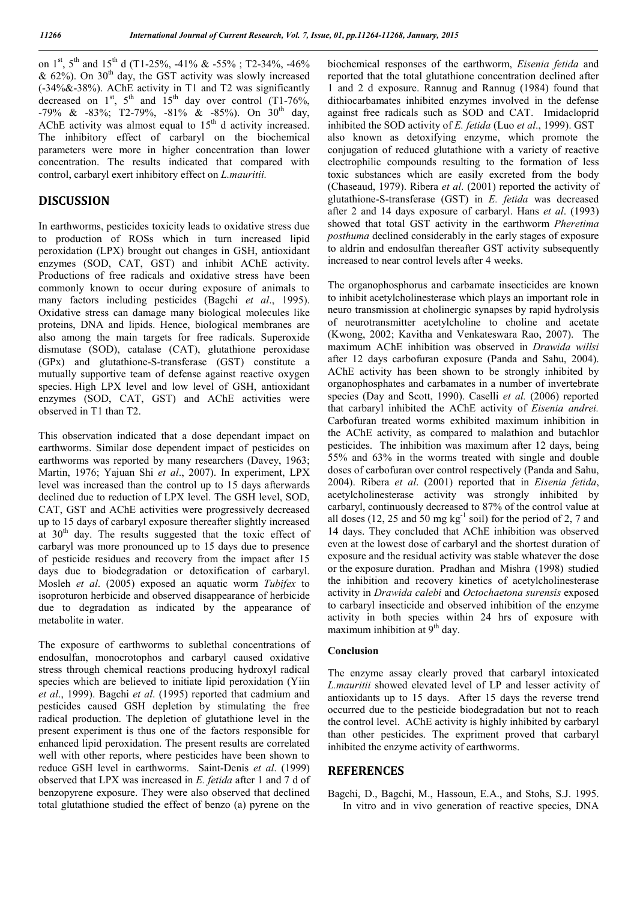on 1st, 5th and 15th d (T1-25%, -41% & -55% ; T2-34%, -46% & 62%). On 30th day, the GST activity was slowly increased (-34%&-38%). AChE activity in T1 and T2 was significantly decreased on 1st, 5th and 15th day over control (T1-76%, -79% & -83%; T2-79%, -81% & -85%). On 30th day, AChE activity was almost equal to 15th d activity increased. The inhibitory effect of carbaryl on the biochemical parameters were more in higher concentration than lower concentration. The results indicated that compared with control, carbaryl exert inhibitory effect on *L.mauritii.*

## DISCUSSION

In earthworms, pesticides toxicity leads to oxidative stress due to production of ROSs which in turn increased lipid peroxidation (LPX) brought out changes in GSH, antioxidant enzymes (SOD, CAT, GST) and inhibit AChE activity. Productions of free radicals and oxidative stress have been commonly known to occur during exposure of animals to many factors including pesticides (Bagchi *et al*., 1995). Oxidative stress can damage many biological molecules like proteins, DNA and lipids. Hence, biological membranes are also among the main targets for free radicals. Superoxide dismutase (SOD), catalase (CAT), glutathione peroxidase (GPx) and glutathione-S-transferase (GST) constitute a mutually supportive team of defense against reactive oxygen species. High LPX level and low level of GSH, antioxidant enzymes (SOD, CAT, GST) and AChE activities were observed in T1 than T2.

This observation indicated that a dose dependant impact on earthworms. Similar dose dependent impact of pesticides on earthworms was reported by many researchers (Davey, 1963; Martin, 1976; Yajuan Shi *et al*., 2007). In experiment, LPX level was increased than the control up to 15 days afterwards declined due to reduction of LPX level. The GSH level, SOD, CAT, GST and AChE activities were progressively decreased up to 15 days of carbaryl exposure thereafter slightly increased at 30th day. The results suggested that the toxic effect of carbaryl was more pronounced up to 15 days due to presence of pesticide residues and recovery from the impact after 15 days due to biodegradation or detoxification of carbaryl. Mosleh *et al*. (2005) exposed an aquatic worm *Tubifex* to isoproturon herbicide and observed disappearance of herbicide due to degradation as indicated by the appearance of metabolite in water.

The exposure of earthworms to sublethal concentrations of endosulfan, monocrotophos and carbaryl caused oxidative stress through chemical reactions producing hydroxyl radical species which are believed to initiate lipid peroxidation (Yiin *et al*., 1999). Bagchi *et al*. (1995) reported that cadmium and pesticides caused GSH depletion by stimulating the free radical production. The depletion of glutathione level in the present experiment is thus one of the factors responsible for enhanced lipid peroxidation. The present results are correlated well with other reports, where pesticides have been shown to reduce GSH level in earthworms. Saint-Denis *et al*. (1999) observed that LPX was increased in *E. fetida* after 1 and 7 d of benzopyrene exposure. They were also observed that declined total glutathione studied the effect of benzo (a) pyrene on the biochemical responses of the earthworm, *Eisenia fetida* and reported that the total glutathione concentration declined after 1 and 2 d exposure. Rannug and Rannug (1984) found that dithiocarbamates inhibited enzymes involved in the defense against free radicals such as SOD and CAT. Imidacloprid inhibited the SOD activity of *E. fetida* (Luo *et al*., 1999). GST also known as detoxifying enzyme, which promote the conjugation of reduced glutathione with a variety of reactive electrophilic compounds resulting to the formation of less toxic substances which are easily excreted from the body (Chaseaud, 1979). Ribera *et al*. (2001) reported the activity of glutathione-S-transferase (GST) in *E. fetida* was decreased after 2 and 14 days exposure of carbaryl. Hans *et al*. (1993) showed that total GST activity in the earthworm *Pheretima posthuma* declined considerably in the early stages of exposure to aldrin and endosulfan thereafter GST activity subsequently increased to near control levels after 4 weeks.

The organophosphorus and carbamate insecticides are known to inhibit acetylcholinesterase which plays an important role in neuro transmission at cholinergic synapses by rapid hydrolysis of neurotransmitter acetylcholine to choline and acetate (Kwong, 2002; Kavitha and Venkateswara Rao, 2007). The maximum AChE inhibition was observed in *Drawida willsi* after 12 days carbofuran exposure (Panda and Sahu, 2004). AChE activity has been shown to be strongly inhibited by organophosphates and carbamates in a number of invertebrate species (Day and Scott, 1990). Caselli *et al.* (2006) reported that carbaryl inhibited the AChE activity of *Eisenia andrei.* Carbofuran treated worms exhibited maximum inhibition in the AChE activity, as compared to malathion and butachlor pesticides. The inhibition was maximum after 12 days, being 55% and 63% in the worms treated with single and double doses of carbofuran over control respectively (Panda and Sahu, 2004). Ribera *et al*. (2001) reported that in *Eisenia fetida*, acetylcholinesterase activity was strongly inhibited by carbaryl, continuously decreased to 87% of the control value at all doses (12, 25 and 50 mg $kg^{-1}$ soil) for the period of 2, 7 and 14 days. They concluded that AChE inhibition was observed even at the lowest dose of carbaryl and the shortest duration of exposure and the residual activity was stable whatever the dose or the exposure duration. Pradhan and Mishra (1998) studied the inhibition and recovery kinetics of acetylcholinesterase activity in *Drawida calebi* and *Octochaetona surensis* exposed to carbaryl insecticide and observed inhibition of the enzyme activity in both species within 24 hrs of exposure with maximum inhibition at 9th day.

### Conclusion

The enzyme assay clearly proved that carbaryl intoxicated *L.mauritii* showed elevated level of LP and lesser activity of antioxidants up to 15 days. After 15 days the reverse trend occurred due to the pesticide biodegradation but not to reach the control level. AChE activity is highly inhibited by carbaryl than other pesticides. The expriment proved that carbaryl inhibited the enzyme activity of earthworms.

## REFERENCES

Bagchi, D., Bagchi, M., Hassoun, E.A., and Stohs, S.J. 1995. In vitro and in vivo generation of reactive species, DNA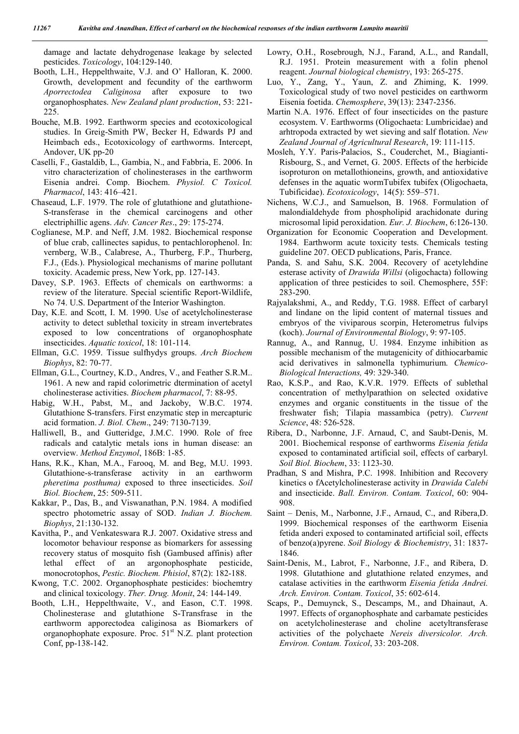damage and lactate dehydrogenase leakage by selected pesticides. *Toxicology*, 104:129-140.

Booth, L.H., Heppelthwaite, V.J. and O' Halloran, K. 2000. Growth, development and fecundity of the earthworm *Aporrectodea Caliginosa* after exposure to two organophosphates. *New Zealand plant production*, 53: 221-225.

Bouche, M.B. 1992. Earthworm species and ecotoxicological studies. In Greig-Smith PW, Becker H, Edwards PJ and Heimbach eds., Ecotoxicology of earthworms. Intercept, Andover, UK pp-20

Caselli, F., Gastaldib, L., Gambia, N., and Fabbria, E. 2006. In vitro characterization of cholinesterases in the earthworm Eisenia andrei. Comp. Biochem. *Physiol. C Toxicol. Pharmacol*, 143: 416–421.

Chaseaud, L.F. 1979. The role of glutathione and glutathione-S-transferase in the chemical carcinogens and other electriphillic agens. *Adv. Cancer Res*., 29: 175-274.

Coglianese, M.P. and Neff, J.M. 1982. Biochemical response of blue crab, callinectes sapidus, to pentachlorophenol. In: vernberg, W.B., Calabrese, A., Thurberg, F.P., Thurberg, F.J., (Eds.). Physiological mechanisms of marine pollutant toxicity. Academic press, New York, pp. 127-143.

Davey, S.P. 1963. Effects of chemicals on earthworms: a review of the literature. Special scientific Report-Wildlife, No 74. U.S. Department of the Interior Washington.

Day, K.E. and Scott, I. M. 1990. Use of acetylcholinesterase activity to detect sublethal toxicity in stream invertebrates exposed to low concentrations of organophosphate insecticides. *Aquatic toxicol*, 18: 101-114.

Ellman, G.C. 1959. Tissue sulfhydys groups. *Arch Biochem Biophys*, 82: 70-77.

Ellman, G.L., Courtney, K.D., Andres, V., and Feather S.R.M.. 1961. A new and rapid colorimetric dtermination of acetyl cholinesterase activities. *Biochem pharmacol*, 7: 88-95.

Habig, W.H., Pabst, M., and Jackoby, W.B.C. 1974. Glutathione S-transfers. First enzymatic step in mercapturic acid formation. *J. Biol. Chem*., 249: 7130-7139.

Halliwell, B., and Gutteridge, J.M.C. 1990. Role of free radicals and catalytic metals ions in human disease: an overview. *Method Enzymol*, 186B: 1-85.

Hans, R.K., Khan, M.A., Farooq, M. and Beg, M.U. 1993. Glutathione-s-transferase activity in an earthworm *pheretima posthuma)* exposed to three insecticides. *Soil Biol. Biochem*, 25: 509-511.

Kakkar, P., Das, B., and Viswanathan, P.N. 1984. A modified spectro photometric assay of SOD. *Indian J. Biochem. Biophys*, 21:130-132.

Kavitha, P., and Venkateswara R.J. 2007. Oxidative stress and locomotor behaviour response as biomarkers for assessing recovery status of mosquito fish (Gambused affinis) after lethal effect of an argonophosphate pesticide, monocrotophos, *Pestic. Biochem. Phisiol*, 87(2): 182-188.

Kwong, T.C. 2002. Organophosphate pesticides: biochemtry and clinical toxicology. *Ther. Drug. Monit*, 24: 144-149.

Booth, L.H., Heppelthwaite, V., and Eason, C.T. 1998. Cholinesterase and glutathione S-Transfrase in the earthworm apporectodea caliginosa as Biomarkers of organophophate exposure. Proc. 51st N.Z. plant protection Conf, pp-138-142.

Lowry, O.H., Rosebrough, N.J., Farand, A.L., and Randall, R.J. 1951. Protein measurement with a folin phenol reagent. *Journal biological chemistry*, 193: 265-275.

Luo, Y., Zang, Y., Yaun, Z. and Zhiming, K. 1999. Toxicological study of two novel pesticides on earthworm Eisenia foetida. *Chemosphere*, 39(13): 2347-2356.

Martin N.A. 1976. Effect of four insecticides on the pasture ecosystem. V. Earthworms (Oligochaeta: Lumbricidae) and arhtropoda extracted by wet sieving and salf flotation. *New Zealand Journal of Agricultural Research*, 19: 111-115.

Mosleh, Y.Y. Paris-Palacios, S., Couderchet, M., Biagianti-Risbourg, S., and Vernet, G. 2005. Effects of the herbicide isoproturon on metallothioneins, growth, and antioxidative defenses in the aquatic wormTubifex tubifex (Oligochaeta, Tubificidae). *Ecotoxicology*, 14(5): 559–571.

Nichens, W.C.J., and Samuelson, B. 1968. Formulation of malondialdehyde from phospholipid arachidonate during microsomal lipid peroxidation. *Eur. J. Biochem*, 6:126-130.

Organization for Economic Cooperation and Development. 1984. Earthworm acute toxicity tests. Chemicals testing guideline 207. OECD publications, Paris, France.

Panda, S. and Sahu, S.K. 2004. Recovery of acetylehdine esterase activity of *Drawida Willsi* (oligochacta) following application of three pesticides to soil. Chemosphere, 55F: 283-290.

Rajyalakshmi, A., and Reddy, T.G. 1988. Effect of carbaryl and lindane on the lipid content of maternal tissues and embryos of the viviparous scorpin, Heterometrus fulvips (koch). *Journal of Environmental Biology*, 9: 97-105.

Rannug, A., and Rannug, U. 1984. Enzyme inhibition as possible mechanism of the mutagenicity of dithiocarbamic acid derivatives in salmonella typhimurium. *Chemico-Biological Interactions,* 49: 329-340.

Rao, K.S.P., and Rao, K.V.R. 1979. Effects of sublethal concentration of methylparathion on selected oxidative enzymes and organic constituents in the tissue of the freshwater fish; Tilapia massambica (petry). *Current Science*, 48: 526-528.

Ribera, D., Narbonne, J.F. Arnaud, C, and Saubt-Denis, M. 2001. Biochemical response of earthworms *Eisenia fetida* exposed to contaminated artificial soil, effects of carbaryl. *Soil Biol. Biochem*, 33: 1123-30.

Pradhan, S and Mishra, P.C. 1998. Inhibition and Recovery kinetics o fAcetylcholinesterase activity in *Drawida Calebi* and insecticide. *Ball. Environ. Contam. Toxicol*, 60: 904-908.

Saint – Denis, M., Narbonne, J.F., Arnaud, C., and Ribera,D. 1999. Biochemical responses of the earthworm Eisenia fetida anderi exposed to contaminated artificial soil, effects of benzo(a)pyrene. *Soil Biology & Biochemistry*, 31: 1837-1846.

Saint-Denis, M., Labrot, F., Narbonne, J.F., and Ribera, D. 1998. Glutathione and glutathione related enzymes, and catalase activities in the earthworm *Eisenia fetida Andrei. Arch. Environ. Contam. Toxicol*, 35: 602-614.

Scaps, P., Demuynck, S., Descamps, M., and Dhainaut, A. 1997. Effects of organophosphate and carbamate pesticides on acetylcholinesterase and choline acetyltransferase activities of the polychaete *Nereis diversicolor. Arch. Environ. Contam. Toxicol*, 33: 203-208.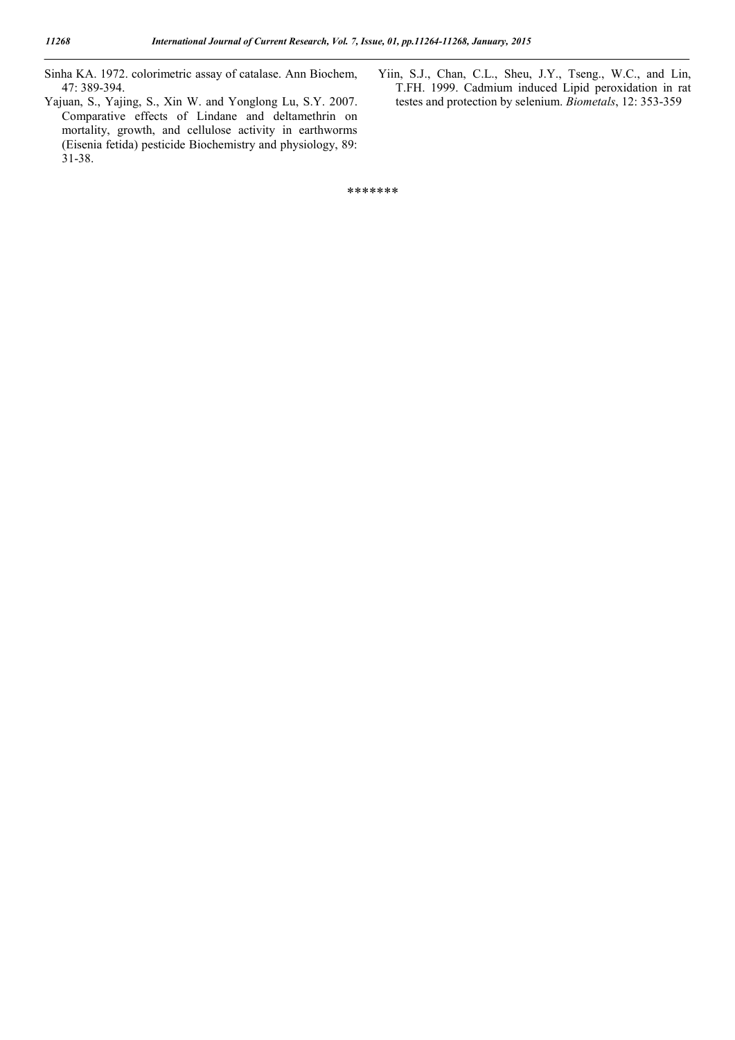Sinha KA. 1972. colorimetric assay of catalase. Ann Biochem, 47: 389-394.

Yajuan, S., Yajing, S., Xin W. and Yonglong Lu, S.Y. 2007. Comparative effects of Lindane and deltamethrin on mortality, growth, and cellulose activity in earthworms (Eisenia fetida) pesticide Biochemistry and physiology, 89: 31-38.

Yiin, S.J., Chan, C.L., Sheu, J.Y., Tseng., W.C., and Lin, T.FH. 1999. Cadmium induced Lipid peroxidation in rat testes and protection by selenium. *Biometals*, 12: 353-359

*******